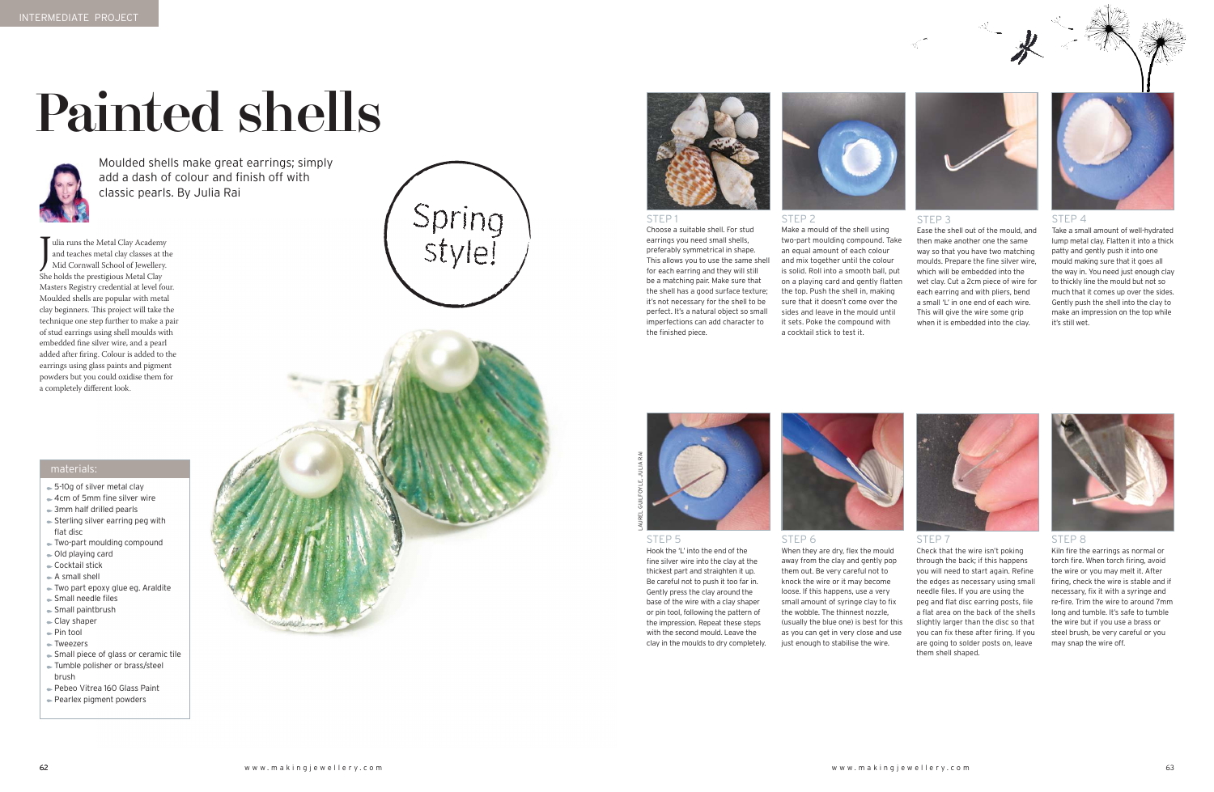# Painted shells

Moulded shells make great earrings; simply add a dash of colour and finish off with classic pearls. By Julia Rai

Spring style!

Julia runs the Metal Clay Academy and teaches metal clay classes at the Mid Cornwall School of Jewellery. She holds the prestigious Metal Clay Masters Registry credential at level four. Moulded shells are popular with metal clay beginners. This project will take the technique one step further to make a pair of stud earrings using shell moulds with embedded fine silver wire, and a pearl added after firing. Colour is added to the earrings using glass paints and pigment powders but you could oxidise them for a completely different look.

## materials:

- 5-10g of silver metal clay
- 4cm of 5mm fine silver wire
- 3mm half drilled pearls
- Sterling silver earring peg with flat disc
- Two-part moulding compound
- Old playing card
- Cocktail stick
- A small shell
- Two part epoxy glue eg. Araldite
- Small needle files
- Small paintbrush
- Clay shaper
- Pin tool
- Tweezers
- Small piece of glass or ceramic tile
- Tumble polisher or brass/steel brush
- Pebeo Vitrea 160 Glass Paint
- Pearlex pigment powders

LAUREL GUILFOYLE, JULIA RAI

### STEP 1

Choose a suitable shell. For stud earrings you need small shells, preferably symmetrical in shape. This allows you to use the same shell for each earring and they will still be a matching pair. Make sure that the shell has a good surface texture; it's not necessary for the shell to be perfect. It's a natural object so small imperfections can add character to the finished piece.

### STEP 2

Make a mould of the shell using two-part moulding compound. Take an equal amount of each colour and mix together until the colour is solid. Roll into a smooth ball, put on a playing card and gently flatten the top. Push the shell in, making sure that it doesn't come over the sides and leave in the mould until it sets. Poke the compound with a cocktail stick to test it.

### STEP 3

Ease the shell out of the mould, and then make another one the same way so that you have two matching moulds. Prepare the fine silver wire, which will be embedded into the wet clay. Cut a 2cm piece of wire for each earring and with pliers, bend a small 'L' in one end of each wire. This will give the wire some grip when it is embedded into the clay.

### STEP 4

Take a small amount of well-hydrated lump metal clay. Flatten it into a thick patty and gently push it into one mould making sure that it goes all the way in. You need just enough clay to thickly line the mould but not so much that it comes up over the sides. Gently push the shell into the clay to make an impression on the top while it's still wet.

### STEP 5

Hook the 'L' into the end of the fine silver wire into the clay at the thickest part and straighten it up. Be careful not to push it too far in. Gently press the clay around the base of the wire with a clay shaper or pin tool, following the pattern of the impression. Repeat these steps with the second mould. Leave the clay in the moulds to dry completely.

### STEP 6

When they are dry, flex the mould away from the clay and gently pop them out. Be very careful not to knock the wire or it may become loose. If this happens, use a very small amount of syringe clay to fix the wobble. The thinnest nozzle, (usually the blue one) is best for this as you can get in very close and use just enough to stabilise the wire.

### STEP 7

Check that the wire isn't poking through the back; if this happens you will need to start again. Refine the edges as necessary using small needle files. If you are using the peg and flat disc earring posts, file a flat area on the back of the shells slightly larger than the disc so that you can fix these after firing. If you are going to solder posts on, leave them shell shaped.

### STEP 8

Kiln fire the earrings as normal or torch fire. When torch firing, avoid the wire or you may melt it. After firing, check the wire is stable and if necessary, fix it with a syringe and re-fire. Trim the wire to around 7mm long and tumble. It's safe to tumble the wire but if you use a brass or steel brush, be very careful or you may snap the wire off.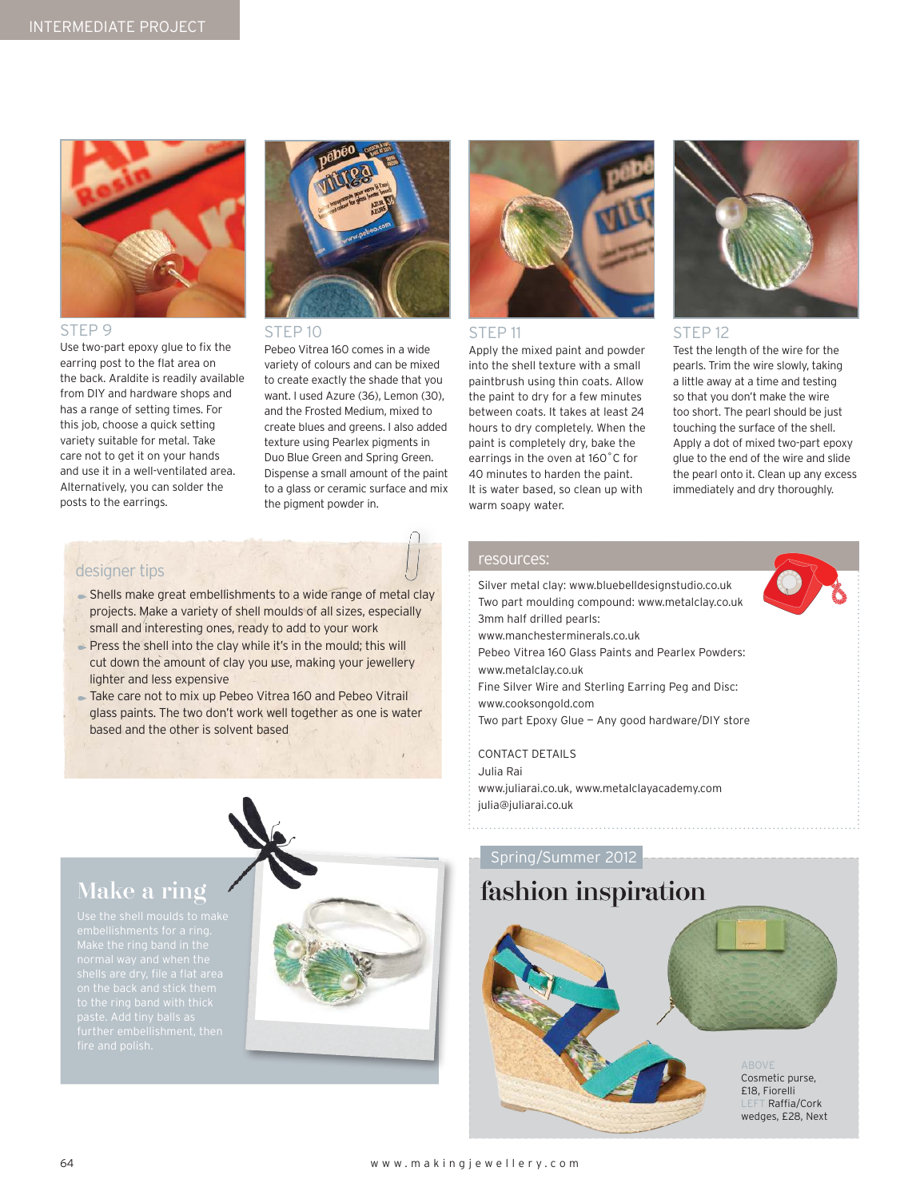### STEP 9

Use two-part epoxy glue to fix the earring post to the flat area on the back. Araldite is readily available from DIY and hardware shops and has a range of setting times. For this job, choose a quick setting variety suitable for metal. Take care not to get it on your hands and use it in a well-ventilated area. Alternatively, you can solder the posts to the earrings.

### STEP 10

Pebeo Vitrea 160 comes in a wide variety of colours and can be mixed to create exactly the shade that you want. I used Azure (36), Lemon (30), and the Frosted Medium, mixed to create blues and greens. I also added texture using Pearlex pigments in Duo Blue Green and Spring Green. Dispense a small amount of the paint to a glass or ceramic surface and mix the pigment powder in.

### STEP 11

Apply the mixed paint and powder into the shell texture with a small paintbrush using thin coats. Allow the paint to dry for a few minutes between coats. It takes at least 24 hours to dry completely. When the paint is completely dry, bake the earrings in the oven at 160˚C for 40 minutes to harden the paint. It is water based, so clean up with warm soapy water.

### STEP 12

Test the length of the wire for the pearls. Trim the wire slowly, taking a little away at a time and testing so that you don't make the wire too short. The pearl should be just touching the surface of the shell. Apply a dot of mixed two-part epoxy glue to the end of the wire and slide the pearl onto it. Clean up any excess immediately and dry thoroughly.

## designer tips

- Shells make great embellishments to a wide range of metal clay projects. Make a variety of shell moulds of all sizes, especially small and interesting ones, ready to add to your work
- Press the shell into the clay while it's in the mould; this will cut down the amount of clay you use, making your jewellery lighter and less expensive
- Take care not to mix up Pebeo Vitrea 160 and Pebeo Vitrail glass paints. The two don't work well together as one is water based and the other is solvent based

## resources:

Silver metal clay: www.bluebelldesignstudio.co.uk
Two part moulding compound: www.metalclay.co.uk
3mm half drilled pearls:
www.manchesterminerals.co.uk
Pebeo Vitrea 160 Glass Paints and Pearlex Powders:
www.metalclay.co.uk
Fine Silver Wire and Sterling Earring Peg and Disc:
www.cooksongold.com
Two part Epoxy Glue – Any good hardware/DIY store

CONTACT DETAILS
Julia Rai
www.juliarai.co.uk, www.metalclayacademy.com
julia@juliarai.co.uk

## Make a ring

Use the shell moulds to make embellishments for a ring. Make the ring band in the normal way and when the shells are dry, file a flat area on the back and stick them to the ring band with thick paste. Add tiny balls as further embellishment, then fire and polish.

Spring/Summer 2012

## fashion inspiration

ABOVE Cosmetic purse, £18, Fiorelli
LEFT Raffia/Cork wedges, £28, Next